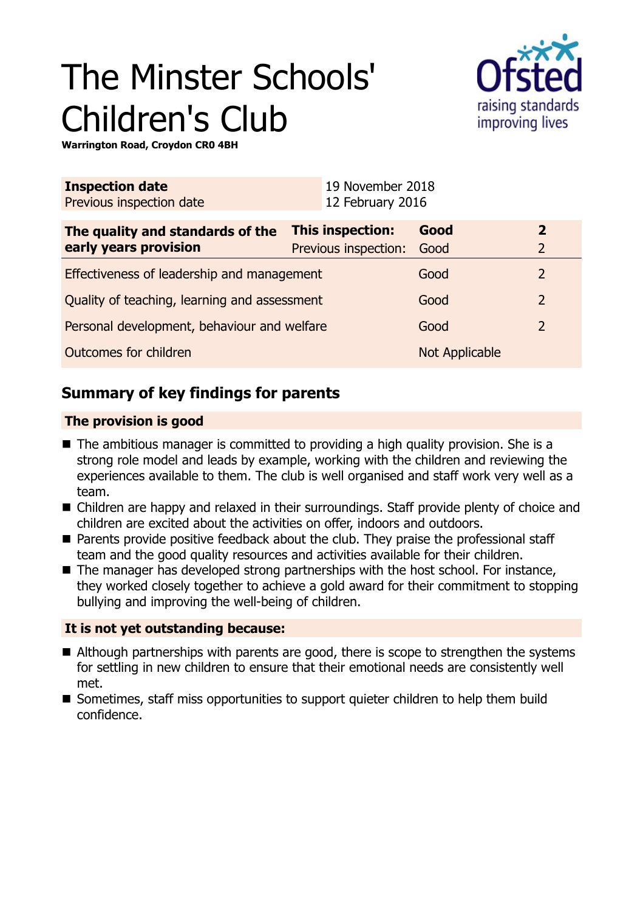# The Minster Schools' Children's Club

**Warrington Road, Croydon CR0 4BH**

| **Inspection date** | 19 November 2018 |
| --- | --- |
| Previous inspection date | 12 February 2016 |

| **The quality and standards of the early years provision** | **This inspection:** | **Good** | **2** |
| --- | --- | --- | --- |
| | Previous inspection: | Good | 2 |
| Effectiveness of leadership and management | | Good | 2 |
| Quality of teaching, learning and assessment | | Good | 2 |
| Personal development, behaviour and welfare | | Good | 2 |
| Outcomes for children | | Not Applicable | |

## Summary of key findings for parents

### The provision is good

- The ambitious manager is committed to providing a high quality provision. She is a strong role model and leads by example, working with the children and reviewing the experiences available to them. The club is well organised and staff work very well as a team.
- Children are happy and relaxed in their surroundings. Staff provide plenty of choice and children are excited about the activities on offer, indoors and outdoors.
- Parents provide positive feedback about the club. They praise the professional staff team and the good quality resources and activities available for their children.
- The manager has developed strong partnerships with the host school. For instance, they worked closely together to achieve a gold award for their commitment to stopping bullying and improving the well-being of children.

### It is not yet outstanding because:

- Although partnerships with parents are good, there is scope to strengthen the systems for settling in new children to ensure that their emotional needs are consistently well met.
- Sometimes, staff miss opportunities to support quieter children to help them build confidence.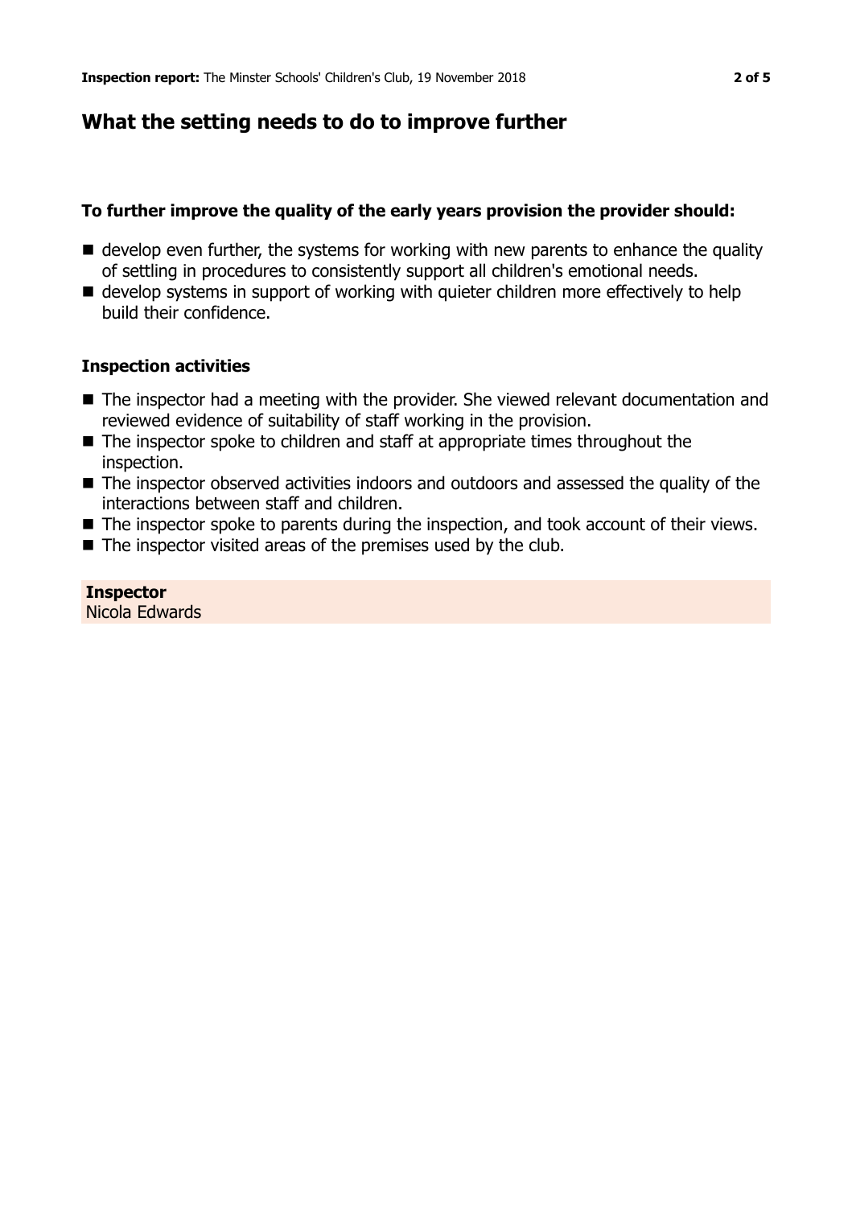## What the setting needs to do to improve further

### To further improve the quality of the early years provision the provider should:

- develop even further, the systems for working with new parents to enhance the quality of settling in procedures to consistently support all children's emotional needs.
- develop systems in support of working with quieter children more effectively to help build their confidence.

### Inspection activities

- The inspector had a meeting with the provider. She viewed relevant documentation and reviewed evidence of suitability of staff working in the provision.
- The inspector spoke to children and staff at appropriate times throughout the inspection.
- The inspector observed activities indoors and outdoors and assessed the quality of the interactions between staff and children.
- The inspector spoke to parents during the inspection, and took account of their views.
- The inspector visited areas of the premises used by the club.

**Inspector**
Nicola Edwards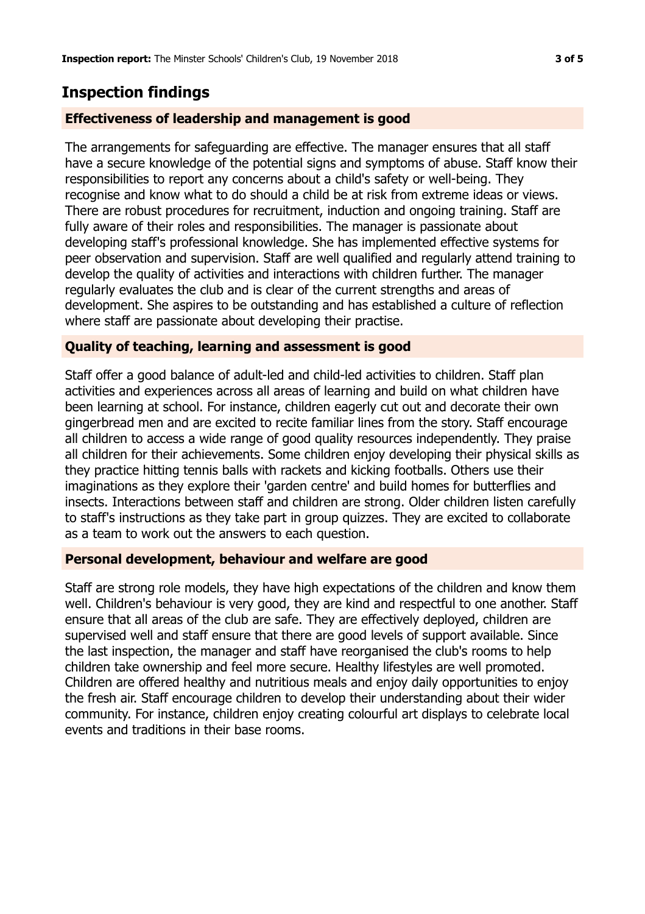## Inspection findings

### Effectiveness of leadership and management is good

The arrangements for safeguarding are effective. The manager ensures that all staff have a secure knowledge of the potential signs and symptoms of abuse. Staff know their responsibilities to report any concerns about a child's safety or well-being. They recognise and know what to do should a child be at risk from extreme ideas or views. There are robust procedures for recruitment, induction and ongoing training. Staff are fully aware of their roles and responsibilities. The manager is passionate about developing staff's professional knowledge. She has implemented effective systems for peer observation and supervision. Staff are well qualified and regularly attend training to develop the quality of activities and interactions with children further. The manager regularly evaluates the club and is clear of the current strengths and areas of development. She aspires to be outstanding and has established a culture of reflection where staff are passionate about developing their practise.

### Quality of teaching, learning and assessment is good

Staff offer a good balance of adult-led and child-led activities to children. Staff plan activities and experiences across all areas of learning and build on what children have been learning at school. For instance, children eagerly cut out and decorate their own gingerbread men and are excited to recite familiar lines from the story. Staff encourage all children to access a wide range of good quality resources independently. They praise all children for their achievements. Some children enjoy developing their physical skills as they practice hitting tennis balls with rackets and kicking footballs. Others use their imaginations as they explore their 'garden centre' and build homes for butterflies and insects. Interactions between staff and children are strong. Older children listen carefully to staff's instructions as they take part in group quizzes. They are excited to collaborate as a team to work out the answers to each question.

### Personal development, behaviour and welfare are good

Staff are strong role models, they have high expectations of the children and know them well. Children's behaviour is very good, they are kind and respectful to one another. Staff ensure that all areas of the club are safe. They are effectively deployed, children are supervised well and staff ensure that there are good levels of support available. Since the last inspection, the manager and staff have reorganised the club's rooms to help children take ownership and feel more secure. Healthy lifestyles are well promoted. Children are offered healthy and nutritious meals and enjoy daily opportunities to enjoy the fresh air. Staff encourage children to develop their understanding about their wider community. For instance, children enjoy creating colourful art displays to celebrate local events and traditions in their base rooms.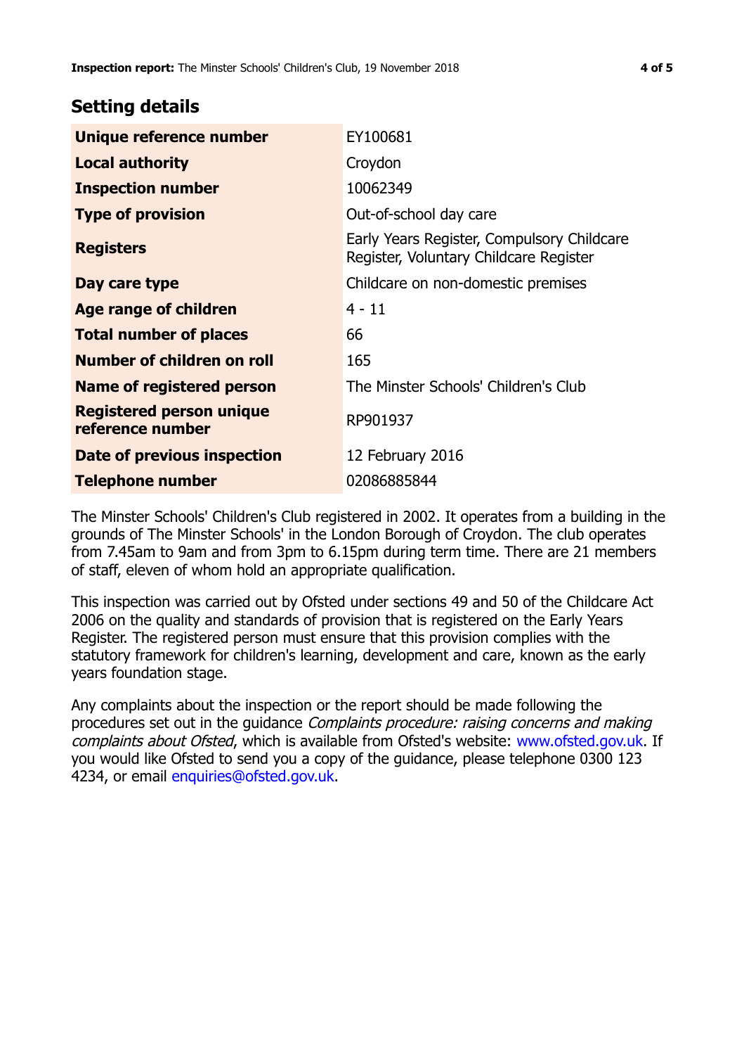## Setting details

| | |
|---|---|
| **Unique reference number** | EY100681 |
| **Local authority** | Croydon |
| **Inspection number** | 10062349 |
| **Type of provision** | Out-of-school day care |
| **Registers** | Early Years Register, Compulsory Childcare Register, Voluntary Childcare Register |
| **Day care type** | Childcare on non-domestic premises |
| **Age range of children** | 4 - 11 |
| **Total number of places** | 66 |
| **Number of children on roll** | 165 |
| **Name of registered person** | The Minster Schools' Children's Club |
| **Registered person unique reference number** | RP901937 |
| **Date of previous inspection** | 12 February 2016 |
| **Telephone number** | 02086885844 |

The Minster Schools' Children's Club registered in 2002. It operates from a building in the grounds of The Minster Schools' in the London Borough of Croydon. The club operates from 7.45am to 9am and from 3pm to 6.15pm during term time. There are 21 members of staff, eleven of whom hold an appropriate qualification.

This inspection was carried out by Ofsted under sections 49 and 50 of the Childcare Act 2006 on the quality and standards of provision that is registered on the Early Years Register. The registered person must ensure that this provision complies with the statutory framework for children's learning, development and care, known as the early years foundation stage.

Any complaints about the inspection or the report should be made following the procedures set out in the guidance *Complaints procedure: raising concerns and making complaints about Ofsted*, which is available from Ofsted's website: www.ofsted.gov.uk. If you would like Ofsted to send you a copy of the guidance, please telephone 0300 123 4234, or email enquiries@ofsted.gov.uk.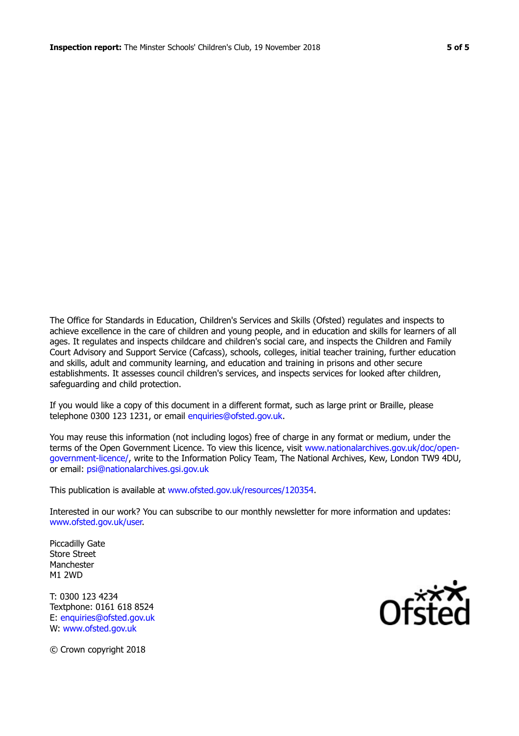The Office for Standards in Education, Children's Services and Skills (Ofsted) regulates and inspects to achieve excellence in the care of children and young people, and in education and skills for learners of all ages. It regulates and inspects childcare and children's social care, and inspects the Children and Family Court Advisory and Support Service (Cafcass), schools, colleges, initial teacher training, further education and skills, adult and community learning, and education and training in prisons and other secure establishments. It assesses council children's services, and inspects services for looked after children, safeguarding and child protection.

If you would like a copy of this document in a different format, such as large print or Braille, please telephone 0300 123 1231, or email enquiries@ofsted.gov.uk.

You may reuse this information (not including logos) free of charge in any format or medium, under the terms of the Open Government Licence. To view this licence, visit www.nationalarchives.gov.uk/doc/open-government-licence/, write to the Information Policy Team, The National Archives, Kew, London TW9 4DU, or email: psi@nationalarchives.gsi.gov.uk

This publication is available at www.ofsted.gov.uk/resources/120354.

Interested in our work? You can subscribe to our monthly newsletter for more information and updates: www.ofsted.gov.uk/user.

Piccadilly Gate
Store Street
Manchester
M1 2WD

T: 0300 123 4234
Textphone: 0161 618 8524
E: enquiries@ofsted.gov.uk
W: www.ofsted.gov.uk

© Crown copyright 2018